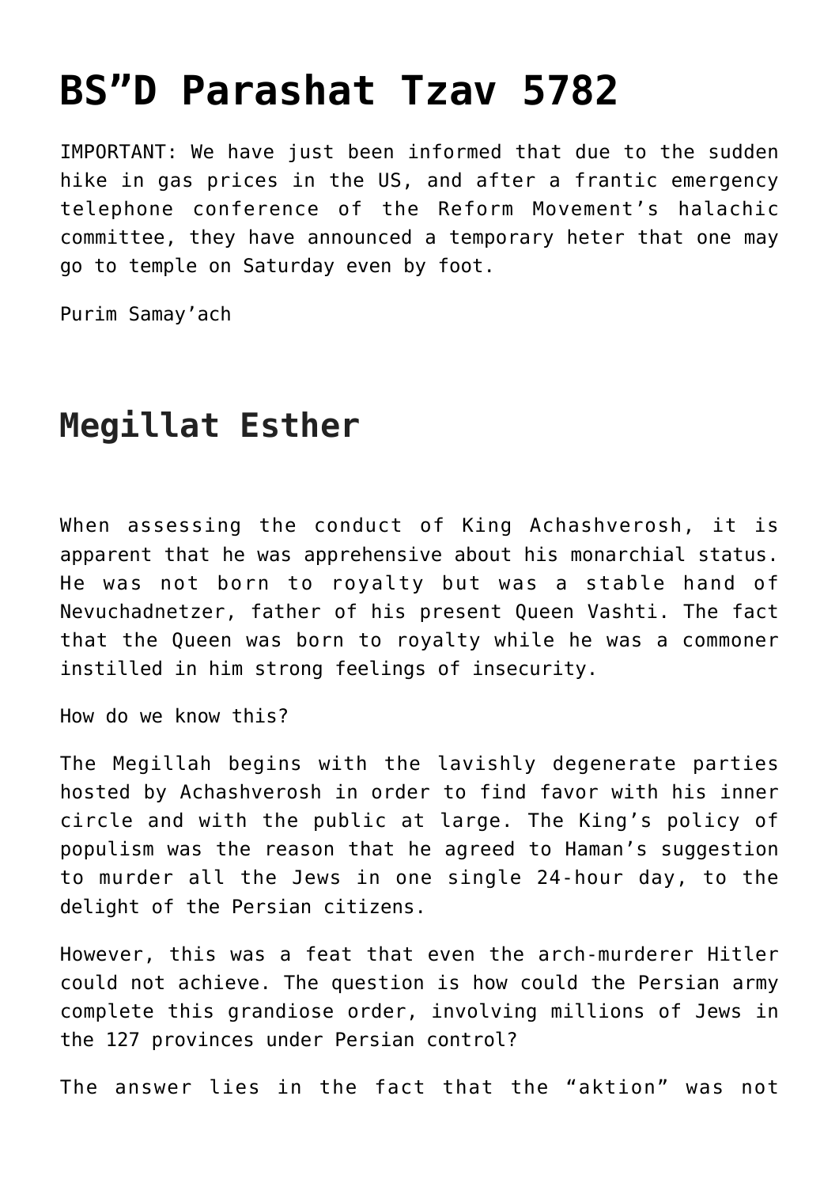# BS"D Parashat Tzav 5782

IMPORTANT: We have just been informed that due to the sudden hike in gas prices in the US, and after a frantic emergency telephone conference of the Reform Movement's halachic committee, they have announced a temporary heter that one may go to temple on Saturday even by foot.

Purim Samay'ach

## Megillat Esther

When assessing the conduct of King Achashverosh, it is apparent that he was apprehensive about his monarchial status. He was not born to royalty but was a stable hand of Nevuchadnetzer, father of his present Queen Vashti. The fact that the Queen was born to royalty while he was a commoner instilled in him strong feelings of insecurity.

How do we know this?

The Megillah begins with the lavishly degenerate parties hosted by Achashverosh in order to find favor with his inner circle and with the public at large. The King's policy of populism was the reason that he agreed to Haman's suggestion to murder all the Jews in one single 24-hour day, to the delight of the Persian citizens.

However, this was a feat that even the arch-murderer Hitler could not achieve. The question is how could the Persian army complete this grandiose order, involving millions of Jews in the 127 provinces under Persian control?

The answer lies in the fact that the "aktion" was not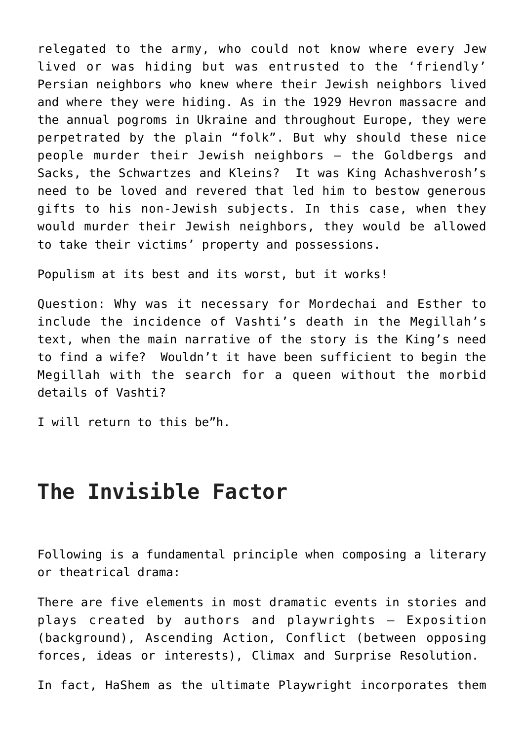relegated to the army, who could not know where every Jew lived or was hiding but was entrusted to the 'friendly' Persian neighbors who knew where their Jewish neighbors lived and where they were hiding. As in the 1929 Hevron massacre and the annual pogroms in Ukraine and throughout Europe, they were perpetrated by the plain "folk". But why should these nice people murder their Jewish neighbors – the Goldbergs and Sacks, the Schwartzes and Kleins? It was King Achashverosh's need to be loved and revered that led him to bestow generous gifts to his non-Jewish subjects. In this case, when they would murder their Jewish neighbors, they would be allowed to take their victims' property and possessions.

Populism at its best and its worst, but it works!

Question: Why was it necessary for Mordechai and Esther to include the incidence of Vashti's death in the Megillah's text, when the main narrative of the story is the King's need to find a wife? Wouldn't it have been sufficient to begin the Megillah with the search for a queen without the morbid details of Vashti?

I will return to this be"h.

## The Invisible Factor

Following is a fundamental principle when composing a literary or theatrical drama:

There are five elements in most dramatic events in stories and plays created by authors and playwrights – Exposition (background), Ascending Action, Conflict (between opposing forces, ideas or interests), Climax and Surprise Resolution.

In fact, HaShem as the ultimate Playwright incorporates them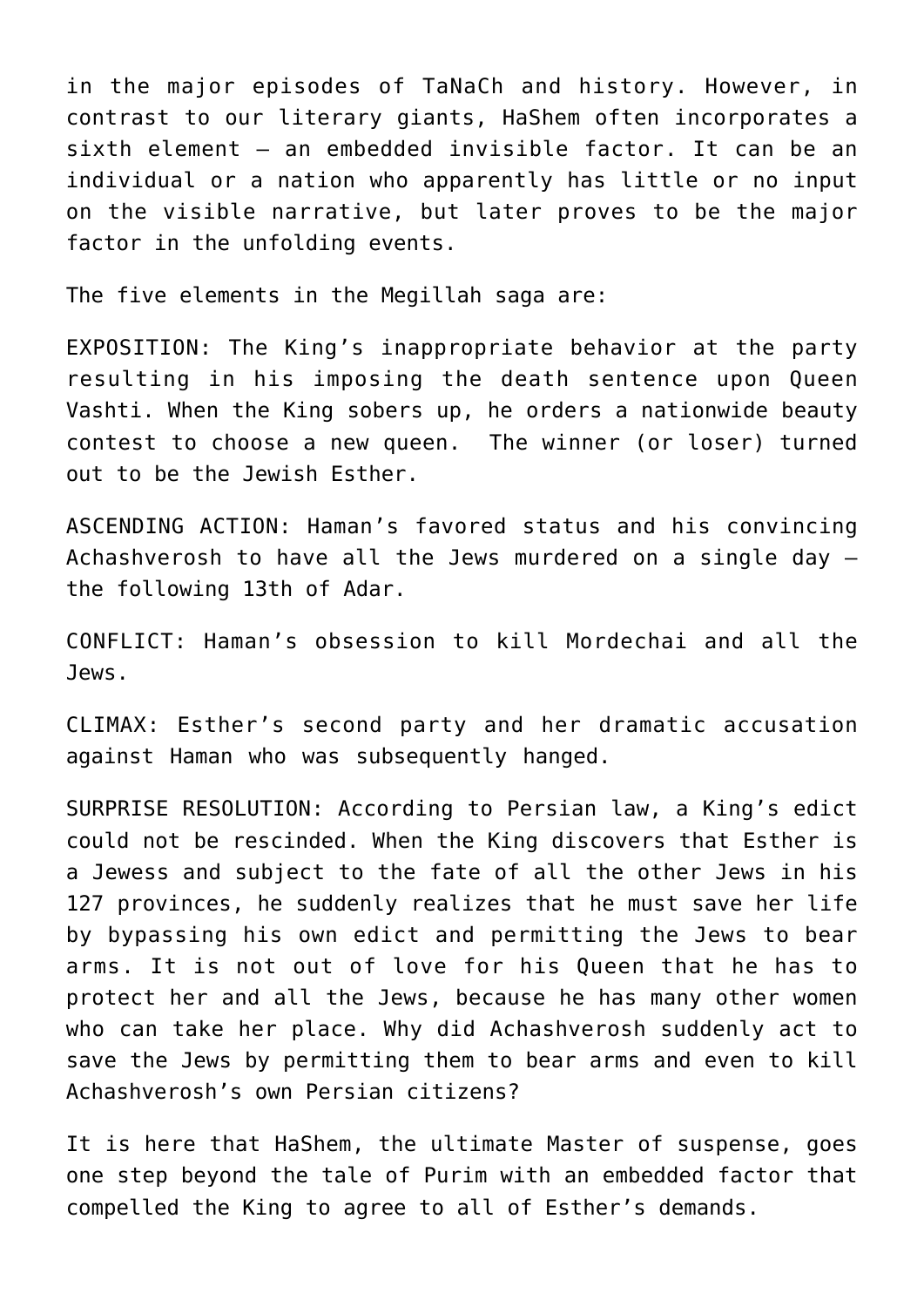in the major episodes of TaNaCh and history. However, in contrast to our literary giants, HaShem often incorporates a sixth element – an embedded invisible factor. It can be an individual or a nation who apparently has little or no input on the visible narrative, but later proves to be the major factor in the unfolding events.

The five elements in the Megillah saga are:

EXPOSITION: The King's inappropriate behavior at the party resulting in his imposing the death sentence upon Queen Vashti. When the King sobers up, he orders a nationwide beauty contest to choose a new queen. The winner (or loser) turned out to be the Jewish Esther.

ASCENDING ACTION: Haman's favored status and his convincing Achashverosh to have all the Jews murdered on a single day – the following 13th of Adar.

CONFLICT: Haman's obsession to kill Mordechai and all the Jews.

CLIMAX: Esther's second party and her dramatic accusation against Haman who was subsequently hanged.

SURPRISE RESOLUTION: According to Persian law, a King's edict could not be rescinded. When the King discovers that Esther is a Jewess and subject to the fate of all the other Jews in his 127 provinces, he suddenly realizes that he must save her life by bypassing his own edict and permitting the Jews to bear arms. It is not out of love for his Queen that he has to protect her and all the Jews, because he has many other women who can take her place. Why did Achashverosh suddenly act to save the Jews by permitting them to bear arms and even to kill Achashverosh's own Persian citizens?

It is here that HaShem, the ultimate Master of suspense, goes one step beyond the tale of Purim with an embedded factor that compelled the King to agree to all of Esther's demands.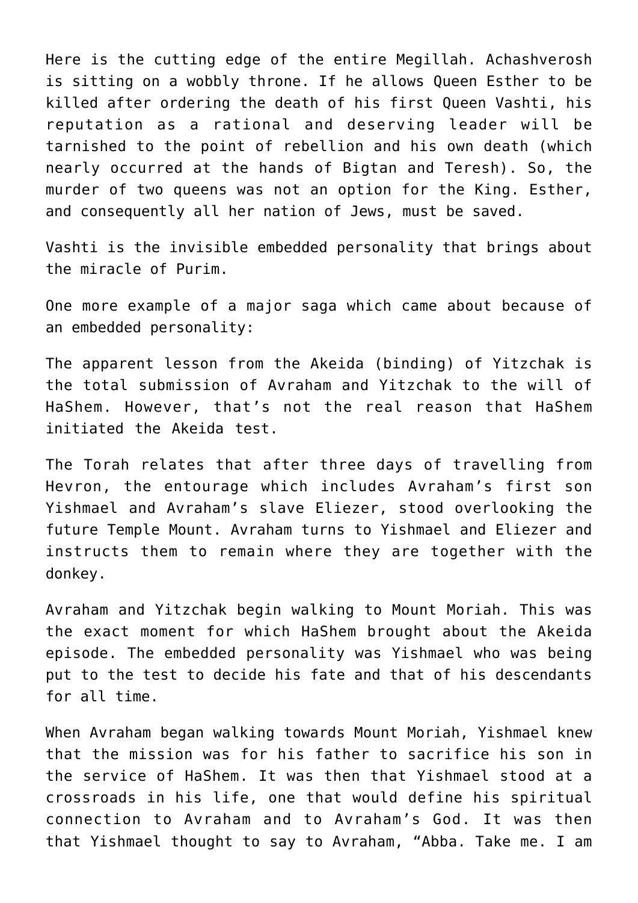Here is the cutting edge of the entire Megillah. Achashverosh is sitting on a wobbly throne. If he allows Queen Esther to be killed after ordering the death of his first Queen Vashti, his reputation as a rational and deserving leader will be tarnished to the point of rebellion and his own death (which nearly occurred at the hands of Bigtan and Teresh). So, the murder of two queens was not an option for the King. Esther, and consequently all her nation of Jews, must be saved.

Vashti is the invisible embedded personality that brings about the miracle of Purim.

One more example of a major saga which came about because of an embedded personality:

The apparent lesson from the Akeida (binding) of Yitzchak is the total submission of Avraham and Yitzchak to the will of HaShem. However, that's not the real reason that HaShem initiated the Akeida test.

The Torah relates that after three days of travelling from Hevron, the entourage which includes Avraham's first son Yishmael and Avraham's slave Eliezer, stood overlooking the future Temple Mount. Avraham turns to Yishmael and Eliezer and instructs them to remain where they are together with the donkey.

Avraham and Yitzchak begin walking to Mount Moriah. This was the exact moment for which HaShem brought about the Akeida episode. The embedded personality was Yishmael who was being put to the test to decide his fate and that of his descendants for all time.

When Avraham began walking towards Mount Moriah, Yishmael knew that the mission was for his father to sacrifice his son in the service of HaShem. It was then that Yishmael stood at a crossroads in his life, one that would define his spiritual connection to Avraham and to Avraham's God. It was then that Yishmael thought to say to Avraham, "Abba. Take me. I am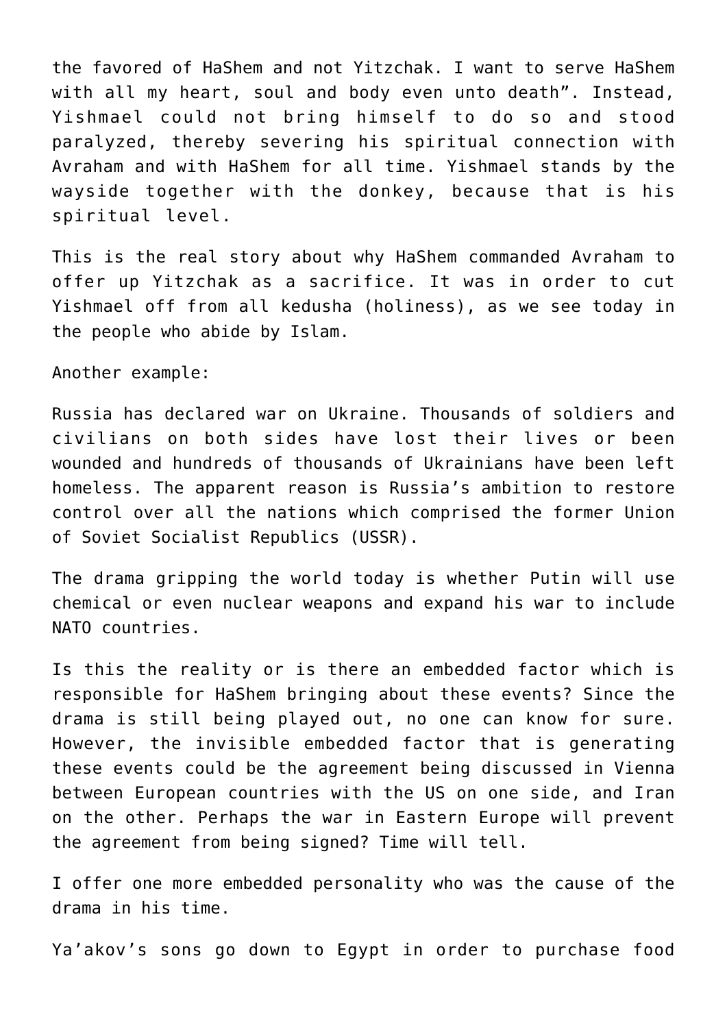the favored of HaShem and not Yitzchak. I want to serve HaShem with all my heart, soul and body even unto death". Instead, Yishmael could not bring himself to do so and stood paralyzed, thereby severing his spiritual connection with Avraham and with HaShem for all time. Yishmael stands by the wayside together with the donkey, because that is his spiritual level.

This is the real story about why HaShem commanded Avraham to offer up Yitzchak as a sacrifice. It was in order to cut Yishmael off from all kedusha (holiness), as we see today in the people who abide by Islam.

Another example:

Russia has declared war on Ukraine. Thousands of soldiers and civilians on both sides have lost their lives or been wounded and hundreds of thousands of Ukrainians have been left homeless. The apparent reason is Russia's ambition to restore control over all the nations which comprised the former Union of Soviet Socialist Republics (USSR).

The drama gripping the world today is whether Putin will use chemical or even nuclear weapons and expand his war to include NATO countries.

Is this the reality or is there an embedded factor which is responsible for HaShem bringing about these events? Since the drama is still being played out, no one can know for sure. However, the invisible embedded factor that is generating these events could be the agreement being discussed in Vienna between European countries with the US on one side, and Iran on the other. Perhaps the war in Eastern Europe will prevent the agreement from being signed? Time will tell.

I offer one more embedded personality who was the cause of the drama in his time.

Ya'akov's sons go down to Egypt in order to purchase food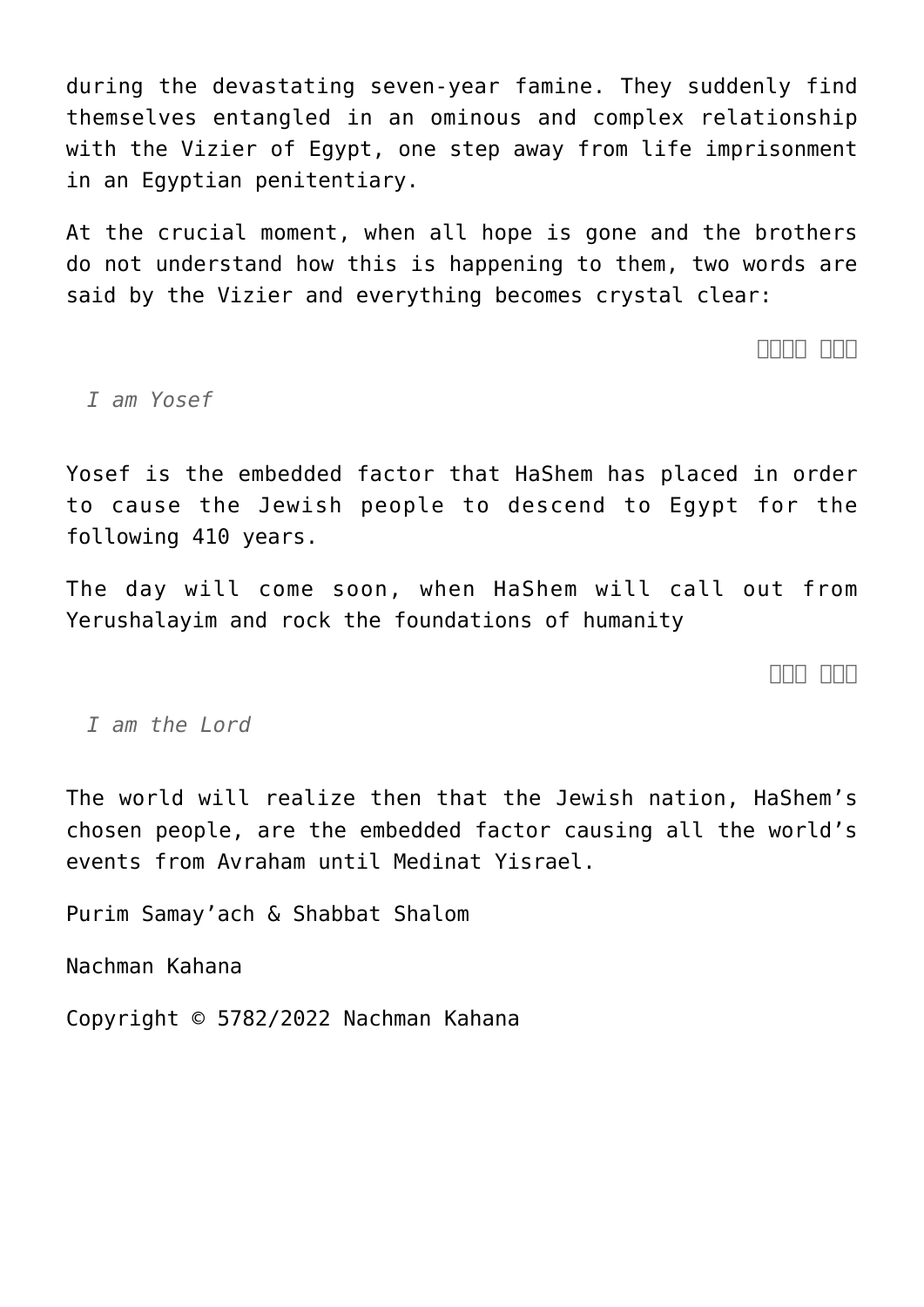during the devastating seven-year famine. They suddenly find themselves entangled in an ominous and complex relationship with the Vizier of Egypt, one step away from life imprisonment in an Egyptian penitentiary.

At the crucial moment, when all hope is gone and the brothers do not understand how this is happening to them, two words are said by the Vizier and everything becomes crystal clear:

□□□□ □□□

*I am Yosef*

Yosef is the embedded factor that HaShem has placed in order to cause the Jewish people to descend to Egypt for the following 410 years.

The day will come soon, when HaShem will call out from Yerushalayim and rock the foundations of humanity

□□□ □□□

*I am the Lord*

The world will realize then that the Jewish nation, HaShem's chosen people, are the embedded factor causing all the world's events from Avraham until Medinat Yisrael.

Purim Samay'ach & Shabbat Shalom

Nachman Kahana

Copyright © 5782/2022 Nachman Kahana